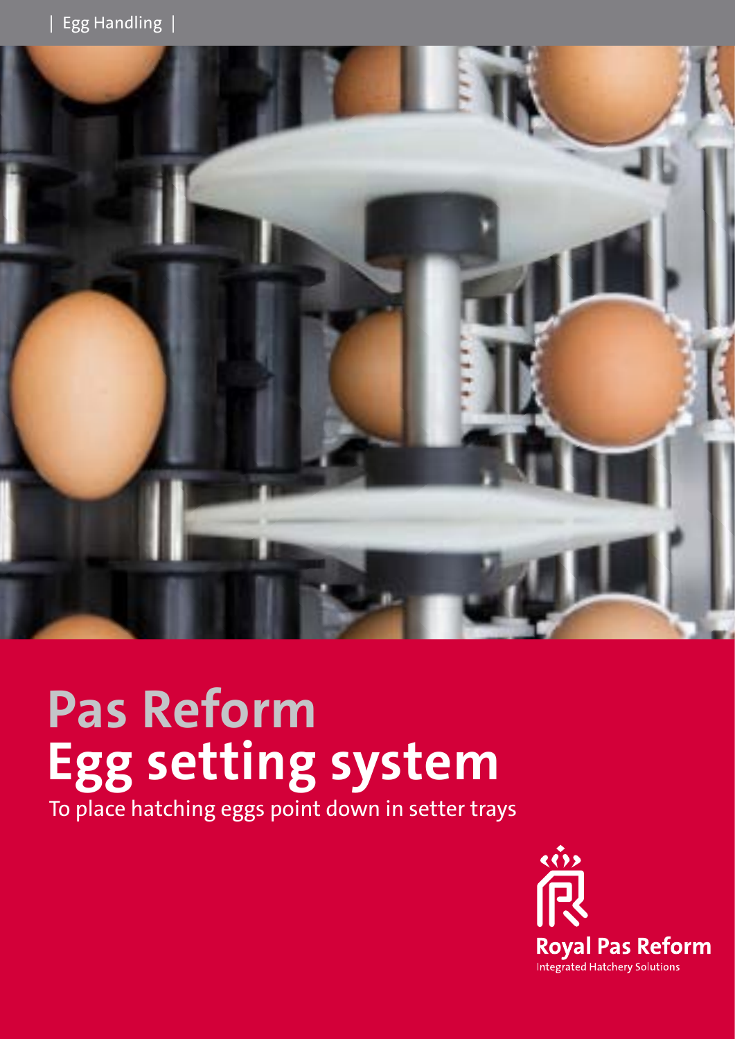| Egg Handling |

# Pas Reform
# Egg setting system

To place hatching eggs point down in setter trays

Royal Pas Reform
Integrated Hatchery Solutions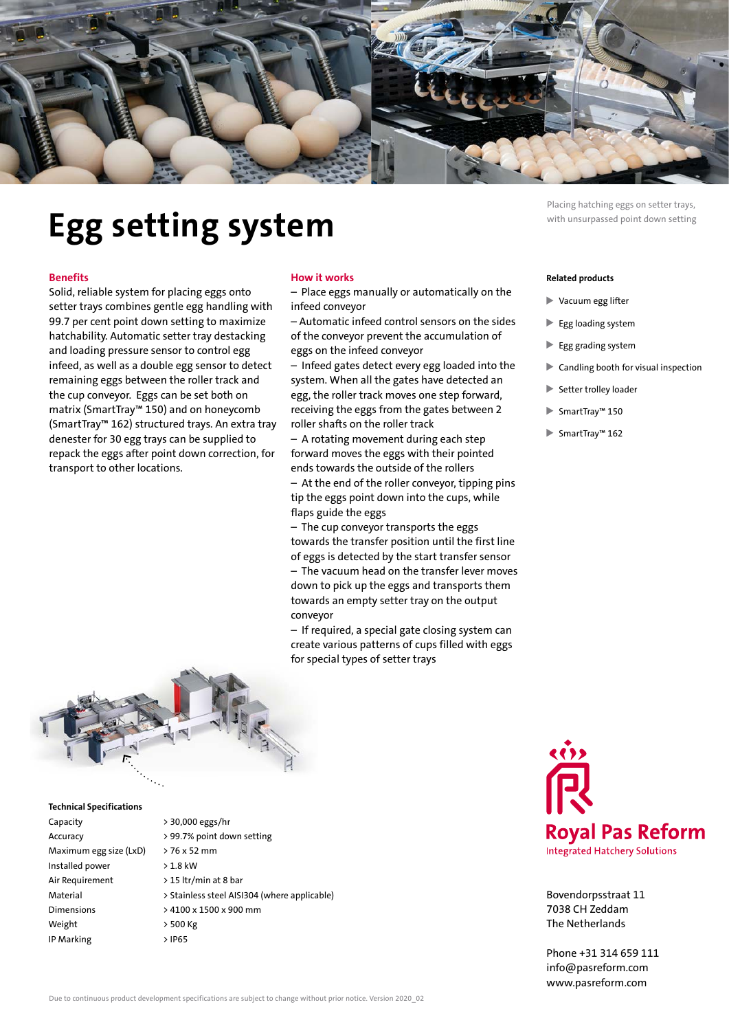# Egg setting system

Placing hatching eggs on setter trays, with unsurpassed point down setting

## Benefits

Solid, reliable system for placing eggs onto setter trays combines gentle egg handling with 99.7 per cent point down setting to maximize hatchability. Automatic setter tray destacking and loading pressure sensor to control egg infeed, as well as a double egg sensor to detect remaining eggs between the roller track and the cup conveyor. Eggs can be set both on matrix (SmartTray™ 150) and on honeycomb (SmartTray™ 162) structured trays. An extra tray denester for 30 egg trays can be supplied to repack the eggs after point down correction, for transport to other locations.

## How it works

– Place eggs manually or automatically on the infeed conveyor

– Automatic infeed control sensors on the sides of the conveyor prevent the accumulation of eggs on the infeed conveyor

– Infeed gates detect every egg loaded into the system. When all the gates have detected an egg, the roller track moves one step forward, receiving the eggs from the gates between 2 roller shafts on the roller track

– A rotating movement during each step forward moves the eggs with their pointed ends towards the outside of the rollers

– At the end of the roller conveyor, tipping pins tip the eggs point down into the cups, while flaps guide the eggs

– The cup conveyor transports the eggs towards the transfer position until the first line of eggs is detected by the start transfer sensor

– The vacuum head on the transfer lever moves down to pick up the eggs and transports them towards an empty setter tray on the output conveyor

– If required, a special gate closing system can create various patterns of cups filled with eggs for special types of setter trays

**Related products**

- Vacuum egg lifter
- Egg loading system
- Egg grading system
- Candling booth for visual inspection
- Setter trolley loader
- SmartTray™ 150
- SmartTray™ 162

**Technical Specifications**

| | |
|---|---|
| Capacity | > 30,000 eggs/hr |
| Accuracy | > 99.7% point down setting |
| Maximum egg size (LxD) | > 76 x 52 mm |
| Installed power | > 1.8 kW |
| Air Requirement | > 15 ltr/min at 8 bar |
| Material | > Stainless steel AISI304 (where applicable) |
| Dimensions | > 4100 x 1500 x 900 mm |
| Weight | > 500 Kg |
| IP Marking | > IP65 |

**Royal Pas Reform**
Integrated Hatchery Solutions

Bovendorpsstraat 11
7038 CH Zeddam
The Netherlands

Phone +31 314 659 111
info@pasreform.com
www.pasreform.com

Due to continuous product development specifications are subject to change without prior notice. Version 2020_02